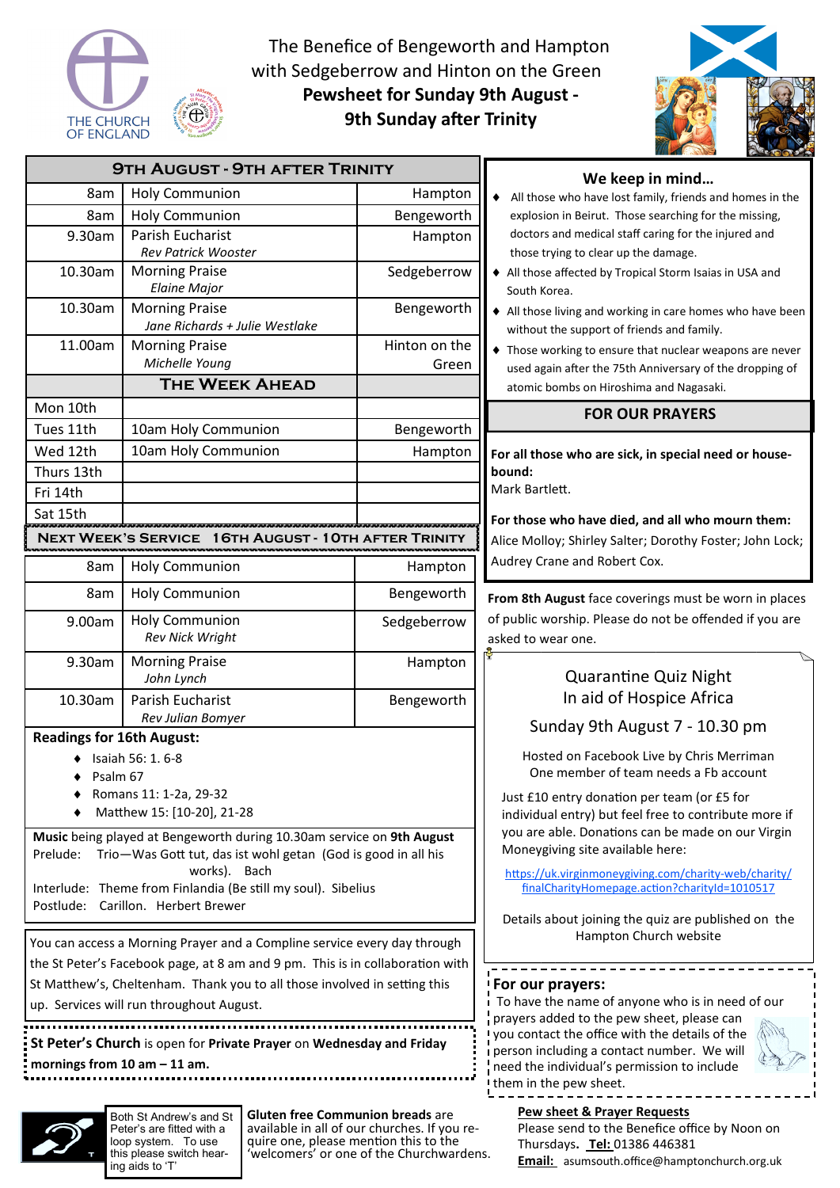# The Benefice of Bengeworth and Hampton with Sedgeberrow and Hinton on the Green

## Pewsheet for Sunday 9th August - 9th Sunday after Trinity

| 9th August - 9th After Trinity | | |
|---|---|---|
| 8am | Holy Communion | Hampton |
| 8am | Holy Communion | Bengeworth |
| 9.30am | Parish Eucharist *Rev Patrick Wooster* | Hampton |
| 10.30am | Morning Praise *Elaine Major* | Sedgeberrow |
| 10.30am | Morning Praise *Jane Richards + Julie Westlake* | Bengeworth |
| 11.00am | Morning Praise *Michelle Young* | Hinton on the Green |
| | **The Week Ahead** | |
| Mon 10th | | |
| Tues 11th | 10am Holy Communion | Bengeworth |
| Wed 12th | 10am Holy Communion | Hampton |
| Thurs 13th | | |
| Fri 14th | | |
| Sat 15th | | |

| Next Week's Service 16th August - 10th After Trinity | | |
|---|---|---|
| 8am | Holy Communion | Hampton |
| 8am | Holy Communion | Bengeworth |
| 9.00am | Holy Communion *Rev Nick Wright* | Sedgeberrow |
| 9.30am | Morning Praise *John Lynch* | Hampton |
| 10.30am | Parish Eucharist *Rev Julian Bomyer* | Bengeworth |

**Readings for 16th August:**

- Isaiah 56: 1. 6-8
- Psalm 67
- Romans 11: 1-2a, 29-32
- Matthew 15: [10-20], 21-28

**Music** being played at Bengeworth during 10.30am service on **9th August**

Prelude: Trio—Was Gott tut, das ist wohl getan (God is good in all his works). Bach

Interlude: Theme from Finlandia (Be still my soul). Sibelius

Postlude: Carillon. Herbert Brewer

You can access a Morning Prayer and a Compline service every day through the St Peter's Facebook page, at 8 am and 9 pm. This is in collaboration with St Matthew's, Cheltenham. Thank you to all those involved in setting this up. Services will run throughout August.

**St Peter's Church** is open for **Private Prayer** on **Wednesday and Friday mornings from 10 am – 11 am.**

Both St Andrew's and St Peter's are fitted with a loop system. To use this please switch hearing aids to 'T'

**Gluten free Communion breads** are available in all of our churches. If you require one, please mention this to the 'welcomers' or one of the Churchwardens.

### We keep in mind…

- All those who have lost family, friends and homes in the explosion in Beirut. Those searching for the missing, doctors and medical staff caring for the injured and those trying to clear up the damage.
- All those affected by Tropical Storm Isaias in USA and South Korea.
- All those living and working in care homes who have been without the support of friends and family.
- Those working to ensure that nuclear weapons are never used again after the 75th Anniversary of the dropping of atomic bombs on Hiroshima and Nagasaki.

### FOR OUR PRAYERS

**For all those who are sick, in special need or housebound:**
Mark Bartlett.

**For those who have died, and all who mourn them:**
Alice Molloy; Shirley Salter; Dorothy Foster; John Lock; Audrey Crane and Robert Cox.

**From 8th August** face coverings must be worn in places of public worship. Please do not be offended if you are asked to wear one.

### Quarantine Quiz Night
### In aid of Hospice Africa

Sunday 9th August 7 - 10.30 pm

Hosted on Facebook Live by Chris Merriman
One member of team needs a Fb account

Just £10 entry donation per team (or £5 for individual entry) but feel free to contribute more if you are able. Donations can be made on our Virgin Moneygiving site available here:

https://uk.virginmoneygiving.com/charity-web/charity/finalCharityHomepage.action?charityId=1010517

Details about joining the quiz are published on the Hampton Church website

**For our prayers:**
To have the name of anyone who is in need of our prayers added to the pew sheet, please can you contact the office with the details of the person including a contact number. We will need the individual's permission to include them in the pew sheet.

**Pew sheet & Prayer Requests**
Please send to the Benefice office by Noon on Thursdays. **Tel:** 01386 446381
**Email:** asumsouth.office@hamptonchurch.org.uk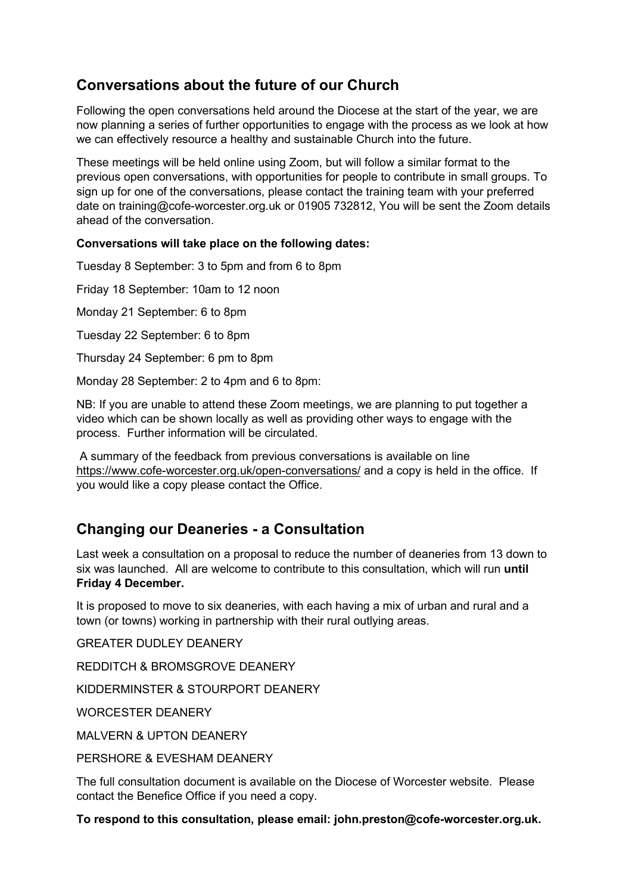## Conversations about the future of our Church

Following the open conversations held around the Diocese at the start of the year, we are now planning a series of further opportunities to engage with the process as we look at how we can effectively resource a healthy and sustainable Church into the future.

These meetings will be held online using Zoom, but will follow a similar format to the previous open conversations, with opportunities for people to contribute in small groups. To sign up for one of the conversations, please contact the training team with your preferred date on training@cofe-worcester.org.uk or 01905 732812, You will be sent the Zoom details ahead of the conversation.

**Conversations will take place on the following dates:**

Tuesday 8 September: 3 to 5pm and from 6 to 8pm

Friday 18 September: 10am to 12 noon

Monday 21 September: 6 to 8pm

Tuesday 22 September: 6 to 8pm

Thursday 24 September: 6 pm to 8pm

Monday 28 September: 2 to 4pm and 6 to 8pm:

NB: If you are unable to attend these Zoom meetings, we are planning to put together a video which can be shown locally as well as providing other ways to engage with the process. Further information will be circulated.

A summary of the feedback from previous conversations is available on line https://www.cofe-worcester.org.uk/open-conversations/ and a copy is held in the office. If you would like a copy please contact the Office.

## Changing our Deaneries - a Consultation

Last week a consultation on a proposal to reduce the number of deaneries from 13 down to six was launched. All are welcome to contribute to this consultation, which will run **until Friday 4 December.**

It is proposed to move to six deaneries, with each having a mix of urban and rural and a town (or towns) working in partnership with their rural outlying areas.

GREATER DUDLEY DEANERY

REDDITCH & BROMSGROVE DEANERY

KIDDERMINSTER & STOURPORT DEANERY

WORCESTER DEANERY

MALVERN & UPTON DEANERY

PERSHORE & EVESHAM DEANERY

The full consultation document is available on the Diocese of Worcester website. Please contact the Benefice Office if you need a copy.

**To respond to this consultation, please email: john.preston@cofe-worcester.org.uk.**